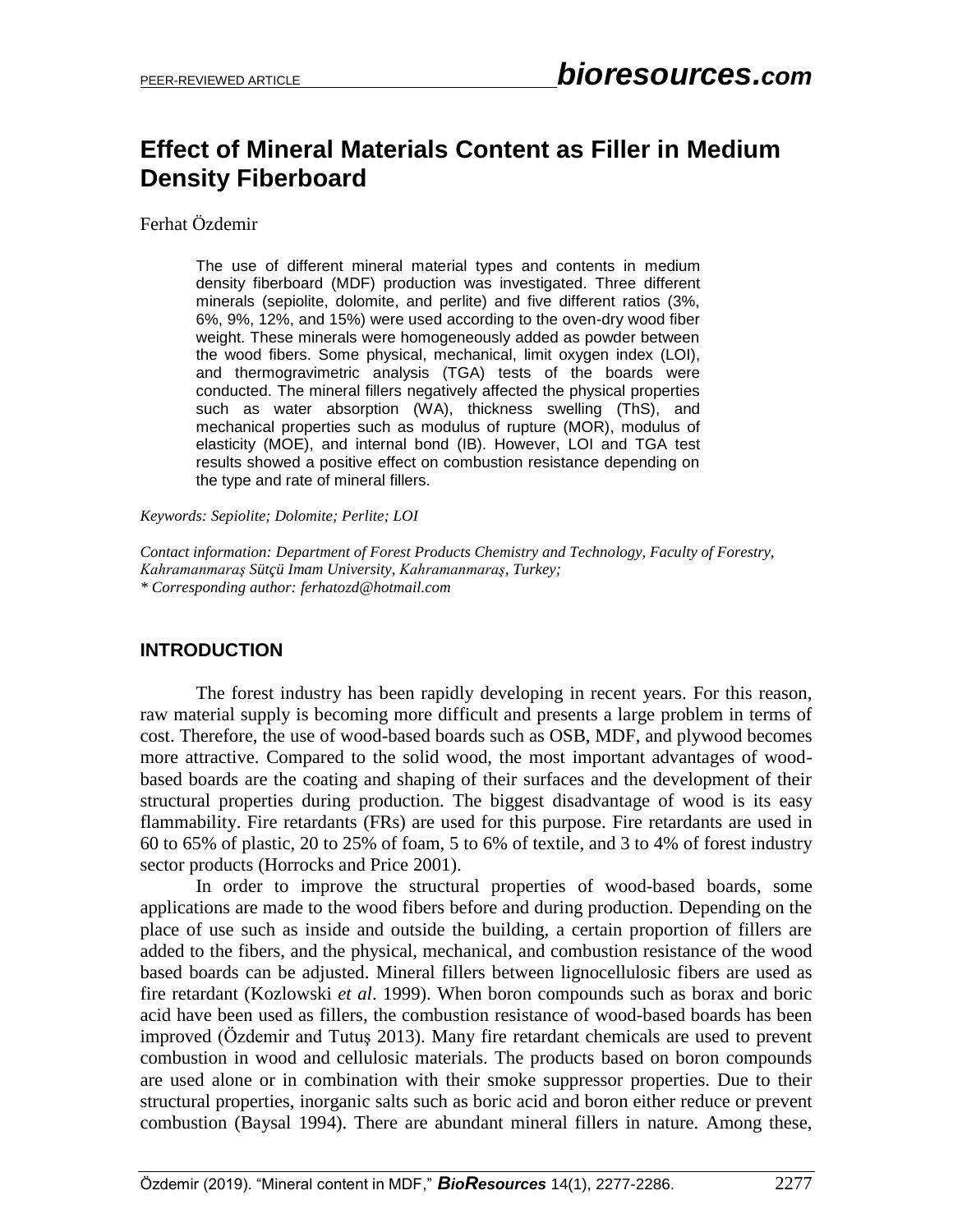# Effect of Mineral Materials Content as Filler in Medium Density Fiberboard

Ferhat Özdemir

The use of different mineral material types and contents in medium density fiberboard (MDF) production was investigated. Three different minerals (sepiolite, dolomite, and perlite) and five different ratios (3%, 6%, 9%, 12%, and 15%) were used according to the oven-dry wood fiber weight. These minerals were homogeneously added as powder between the wood fibers. Some physical, mechanical, limit oxygen index (LOI), and thermogravimetric analysis (TGA) tests of the boards were conducted. The mineral fillers negatively affected the physical properties such as water absorption (WA), thickness swelling (ThS), and mechanical properties such as modulus of rupture (MOR), modulus of elasticity (MOE), and internal bond (IB). However, LOI and TGA test results showed a positive effect on combustion resistance depending on the type and rate of mineral fillers.

*Keywords: Sepiolite; Dolomite; Perlite; LOI*

*Contact information: Department of Forest Products Chemistry and Technology, Faculty of Forestry, Kahramanmaraş Sütçü Imam University, Kahramanmaraş, Turkey;*
*\* Corresponding author: ferhatozd@hotmail.com*

## INTRODUCTION

The forest industry has been rapidly developing in recent years. For this reason, raw material supply is becoming more difficult and presents a large problem in terms of cost. Therefore, the use of wood-based boards such as OSB, MDF, and plywood becomes more attractive. Compared to the solid wood, the most important advantages of wood-based boards are the coating and shaping of their surfaces and the development of their structural properties during production. The biggest disadvantage of wood is its easy flammability. Fire retardants (FRs) are used for this purpose. Fire retardants are used in 60 to 65% of plastic, 20 to 25% of foam, 5 to 6% of textile, and 3 to 4% of forest industry sector products (Horrocks and Price 2001).

In order to improve the structural properties of wood-based boards, some applications are made to the wood fibers before and during production. Depending on the place of use such as inside and outside the building, a certain proportion of fillers are added to the fibers, and the physical, mechanical, and combustion resistance of the wood based boards can be adjusted. Mineral fillers between lignocellulosic fibers are used as fire retardant (Kozlowski *et al*. 1999). When boron compounds such as borax and boric acid have been used as fillers, the combustion resistance of wood-based boards has been improved (Özdemir and Tutuş 2013). Many fire retardant chemicals are used to prevent combustion in wood and cellulosic materials. The products based on boron compounds are used alone or in combination with their smoke suppressor properties. Due to their structural properties, inorganic salts such as boric acid and boron either reduce or prevent combustion (Baysal 1994). There are abundant mineral fillers in nature. Among these,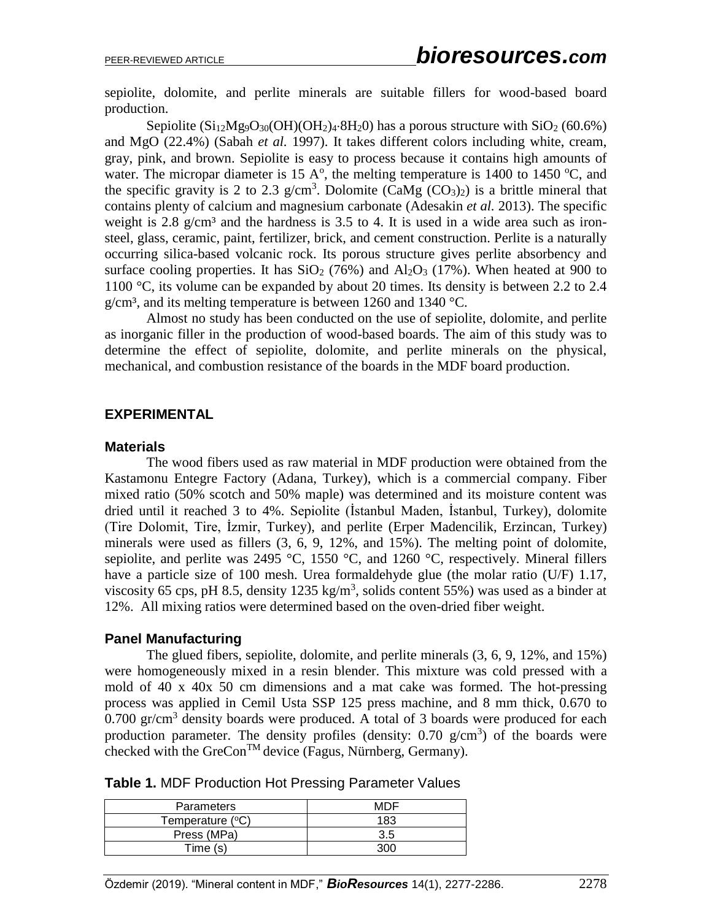sepiolite, dolomite, and perlite minerals are suitable fillers for wood-based board production.

Sepiolite ($Si_{12}Mg_9O_{30}(OH)(OH_2)_4{\cdot}8H_20$) has a porous structure with $SiO_2$ (60.6%) and MgO (22.4%) (Sabah *et al.* 1997). It takes different colors including white, cream, gray, pink, and brown. Sepiolite is easy to process because it contains high amounts of water. The micropar diameter is 15 A°, the melting temperature is 1400 to 1450 °C, and the specific gravity is 2 to 2.3 g/cm$^3$. Dolomite ($CaMg\ (CO_3)_2$) is a brittle mineral that contains plenty of calcium and magnesium carbonate (Adesakin *et al.* 2013). The specific weight is 2.8 g/cm³ and the hardness is 3.5 to 4. It is used in a wide area such as iron-steel, glass, ceramic, paint, fertilizer, brick, and cement construction. Perlite is a naturally occurring silica-based volcanic rock. Its porous structure gives perlite absorbency and surface cooling properties. It has $SiO_2$ (76%) and $Al_2O_3$ (17%). When heated at 900 to 1100 °C, its volume can be expanded by about 20 times. Its density is between 2.2 to 2.4 g/cm³, and its melting temperature is between 1260 and 1340 °C.

Almost no study has been conducted on the use of sepiolite, dolomite, and perlite as inorganic filler in the production of wood-based boards. The aim of this study was to determine the effect of sepiolite, dolomite, and perlite minerals on the physical, mechanical, and combustion resistance of the boards in the MDF board production.

## EXPERIMENTAL

### Materials

The wood fibers used as raw material in MDF production were obtained from the Kastamonu Entegre Factory (Adana, Turkey), which is a commercial company. Fiber mixed ratio (50% scotch and 50% maple) was determined and its moisture content was dried until it reached 3 to 4%. Sepiolite (İstanbul Maden, İstanbul, Turkey), dolomite (Tire Dolomit, Tire, İzmir, Turkey), and perlite (Erper Madencilik, Erzincan, Turkey) minerals were used as fillers (3, 6, 9, 12%, and 15%). The melting point of dolomite, sepiolite, and perlite was 2495 °C, 1550 °C, and 1260 °C, respectively. Mineral fillers have a particle size of 100 mesh. Urea formaldehyde glue (the molar ratio (U/F) 1.17, viscosity 65 cps, pH 8.5, density 1235 kg/m$^3$, solids content 55%) was used as a binder at 12%. All mixing ratios were determined based on the oven-dried fiber weight.

### Panel Manufacturing

The glued fibers, sepiolite, dolomite, and perlite minerals (3, 6, 9, 12%, and 15%) were homogeneously mixed in a resin blender. This mixture was cold pressed with a mold of 40 x 40x 50 cm dimensions and a mat cake was formed. The hot-pressing process was applied in Cemil Usta SSP 125 press machine, and 8 mm thick, 0.670 to 0.700 gr/cm$^3$ density boards were produced. A total of 3 boards were produced for each production parameter. The density profiles (density: 0.70 g/cm$^3$) of the boards were checked with the GreCon$^{TM}$ device (Fagus, Nürnberg, Germany).

**Table 1.** MDF Production Hot Pressing Parameter Values

| Parameters | MDF |
|---|---|
| Temperature (°C) | 183 |
| Press (MPa) | 3.5 |
| Time (s) | 300 |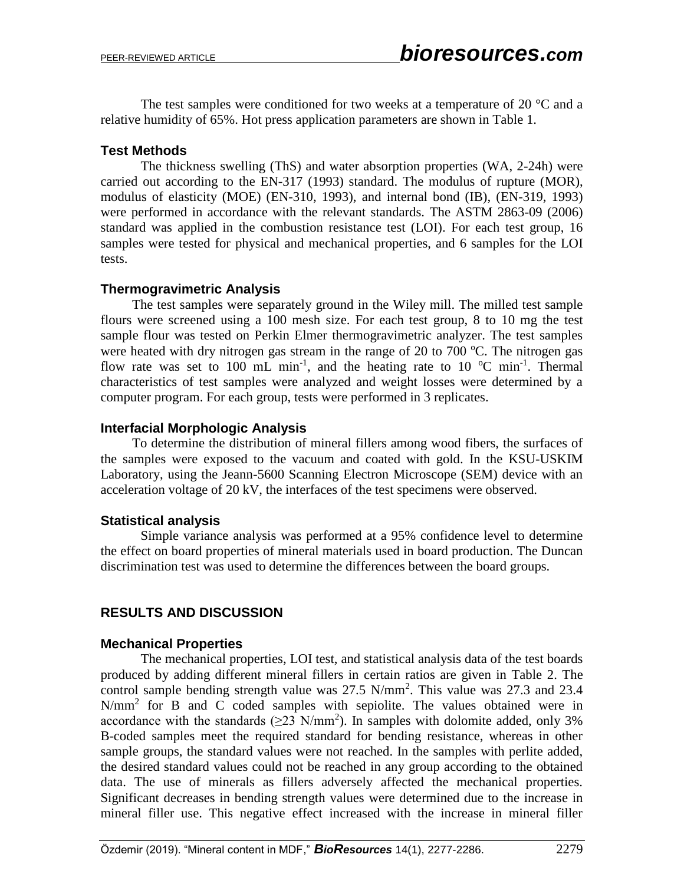The test samples were conditioned for two weeks at a temperature of 20 °C and a relative humidity of 65%. Hot press application parameters are shown in Table 1.

### Test Methods

The thickness swelling (ThS) and water absorption properties (WA, 2-24h) were carried out according to the EN-317 (1993) standard. The modulus of rupture (MOR), modulus of elasticity (MOE) (EN-310, 1993), and internal bond (IB), (EN-319, 1993) were performed in accordance with the relevant standards. The ASTM 2863-09 (2006) standard was applied in the combustion resistance test (LOI). For each test group, 16 samples were tested for physical and mechanical properties, and 6 samples for the LOI tests.

### Thermogravimetric Analysis

The test samples were separately ground in the Wiley mill. The milled test sample flours were screened using a 100 mesh size. For each test group, 8 to 10 mg the test sample flour was tested on Perkin Elmer thermogravimetric analyzer. The test samples were heated with dry nitrogen gas stream in the range of 20 to 700 °C. The nitrogen gas flow rate was set to 100 mL $min^{-1}$, and the heating rate to 10 °C $min^{-1}$. Thermal characteristics of test samples were analyzed and weight losses were determined by a computer program. For each group, tests were performed in 3 replicates.

### Interfacial Morphologic Analysis

To determine the distribution of mineral fillers among wood fibers, the surfaces of the samples were exposed to the vacuum and coated with gold. In the KSU-USKIM Laboratory, using the Jeann-5600 Scanning Electron Microscope (SEM) device with an acceleration voltage of 20 kV, the interfaces of the test specimens were observed.

### Statistical analysis

Simple variance analysis was performed at a 95% confidence level to determine the effect on board properties of mineral materials used in board production. The Duncan discrimination test was used to determine the differences between the board groups.

## RESULTS AND DISCUSSION

### Mechanical Properties

The mechanical properties, LOI test, and statistical analysis data of the test boards produced by adding different mineral fillers in certain ratios are given in Table 2. The control sample bending strength value was 27.5 $N/mm^2$. This value was 27.3 and 23.4 $N/mm^2$ for B and C coded samples with sepiolite. The values obtained were in accordance with the standards ($\geq$23 $N/mm^2$). In samples with dolomite added, only 3% B-coded samples meet the required standard for bending resistance, whereas in other sample groups, the standard values were not reached. In the samples with perlite added, the desired standard values could not be reached in any group according to the obtained data. The use of minerals as fillers adversely affected the mechanical properties. Significant decreases in bending strength values were determined due to the increase in mineral filler use. This negative effect increased with the increase in mineral filler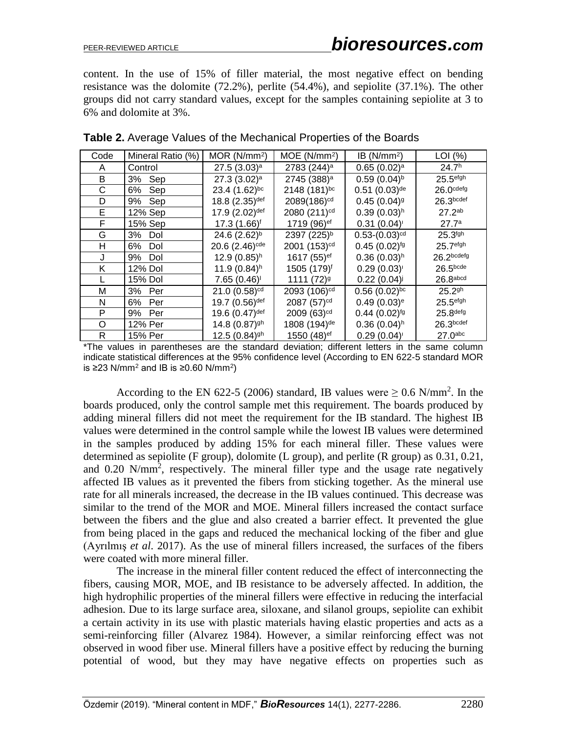content. In the use of 15% of filler material, the most negative effect on bending resistance was the dolomite (72.2%), perlite (54.4%), and sepiolite (37.1%). The other groups did not carry standard values, except for the samples containing sepiolite at 3 to 6% and dolomite at 3%.

**Table 2.** Average Values of the Mechanical Properties of the Boards

| Code | Mineral Ratio (%) | MOR ($N/mm^2$) | MOE ($N/mm^2$) | IB ($N/mm^2$) | LOI (%) |
|---|---|---|---|---|---|
| A | Control | 27.5 (3.03)$^{a}$ | 2783 (244)$^{a}$ | 0.65 (0.02)$^{a}$ | 24.7$^{h}$ |
| B | 3% Sep | 27.3 (3.02)$^{a}$ | 2745 (388)$^{a}$ | 0.59 (0.04)$^{b}$ | 25.5$^{efgh}$ |
| C | 6% Sep | 23.4 (1.62)$^{bc}$ | 2148 (181)$^{bc}$ | 0.51 (0.03)$^{de}$ | 26.0$^{cdefg}$ |
| D | 9% Sep | 18.8 (2.35)$^{def}$ | 2089(186)$^{cd}$ | 0.45 (0.04)$^{g}$ | 26.3$^{bcdef}$ |
| E | 12% Sep | 17.9 (2.02)$^{def}$ | 2080 (211)$^{cd}$ | 0.39 (0.03)$^{h}$ | 27.2$^{ab}$ |
| F | 15% Sep | 17.3 (1.66)$^{f}$ | 1719 (96)$^{ef}$ | 0.31 (0.04)$^{ı}$ | 27.7$^{a}$ |
| G | 3% Dol | 24.6 (2.62)$^{b}$ | 2397 (225)$^{b}$ | 0.53-(0.03)$^{cd}$ | 25.3$^{fgh}$ |
| H | 6% Dol | 20.6 (2.46)$^{cde}$ | 2001 (153)$^{cd}$ | 0.45 (0.02)$^{fg}$ | 25.7$^{efgh}$ |
| J | 9% Dol | 12.9 (0.85)$^{h}$ | 1617 (55)$^{ef}$ | 0.36 (0.03)$^{h}$ | 26.2$^{bcdefg}$ |
| K | 12% Dol | 11.9 (0.84)$^{h}$ | 1505 (179)$^{f}$ | 0.29 (0.03)$^{ı}$ | 26.5$^{bcde}$ |
| L | 15% Dol | 7.65 (0.46)$^{ı}$ | 1111 (72)$^{g}$ | 0.22 (0.04)$^{j}$ | 26.8$^{abcd}$ |
| M | 3% Per | 21.0 (0.58)$^{cd}$ | 2093 (106)$^{cd}$ | 0.56 (0.02)$^{bc}$ | 25.2$^{gh}$ |
| N | 6% Per | 19.7 (0.56)$^{def}$ | 2087 (57)$^{cd}$ | 0.49 (0.03)$^{e}$ | 25.5$^{efgh}$ |
| P | 9% Per | 19.6 (0.47)$^{def}$ | 2009 (63)$^{cd}$ | 0.44 (0.02)$^{fg}$ | 25.8$^{defg}$ |
| O | 12% Per | 14.8 (0.87)$^{gh}$ | 1808 (194)$^{de}$ | 0.36 (0.04)$^{h}$ | 26.3$^{bcdef}$ |
| R | 15% Per | 12.5 (0.84)$^{gh}$ | 1550 (48)$^{ef}$ | 0.29 (0.04)$^{ı}$ | 27.0$^{abc}$ |

*The values in parentheses are the standard deviation; different letters in the same column indicate statistical differences at the 95% confidence level (According to EN 622-5 standard MOR is ≥23 $N/mm^2$ and IB is ≥0.60 $N/mm^2$)

According to the EN 622-5 (2006) standard, IB values were ≥ 0.6 $N/mm^2$. In the boards produced, only the control sample met this requirement. The boards produced by adding mineral fillers did not meet the requirement for the IB standard. The highest IB values were determined in the control sample while the lowest IB values were determined in the samples produced by adding 15% for each mineral filler. These values were determined as sepiolite (F group), dolomite (L group), and perlite (R group) as 0.31, 0.21, and 0.20 $N/mm^2$, respectively. The mineral filler type and the usage rate negatively affected IB values as it prevented the fibers from sticking together. As the mineral use rate for all minerals increased, the decrease in the IB values continued. This decrease was similar to the trend of the MOR and MOE. Mineral fillers increased the contact surface between the fibers and the glue and also created a barrier effect. It prevented the glue from being placed in the gaps and reduced the mechanical locking of the fiber and glue (Ayrılmış *et al*. 2017). As the use of mineral fillers increased, the surfaces of the fibers were coated with more mineral filler.

The increase in the mineral filler content reduced the effect of interconnecting the fibers, causing MOR, MOE, and IB resistance to be adversely affected. In addition, the high hydrophilic properties of the mineral fillers were effective in reducing the interfacial adhesion. Due to its large surface area, siloxane, and silanol groups, sepiolite can exhibit a certain activity in its use with plastic materials having elastic properties and acts as a semi-reinforcing filler (Alvarez 1984). However, a similar reinforcing effect was not observed in wood fiber use. Mineral fillers have a positive effect by reducing the burning potential of wood, but they may have negative effects on properties such as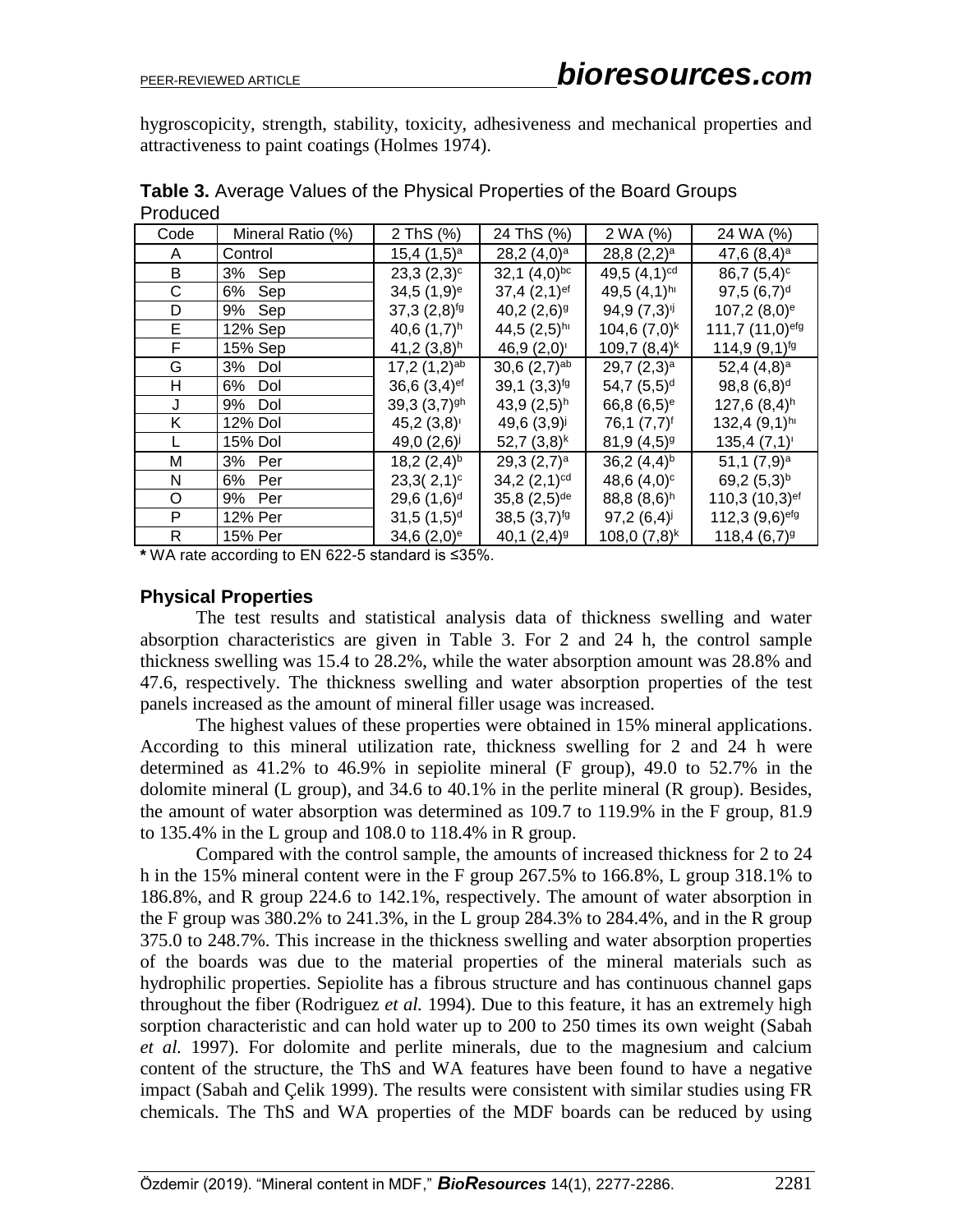hygroscopicity, strength, stability, toxicity, adhesiveness and mechanical properties and attractiveness to paint coatings (Holmes 1974).

**Table 3.** Average Values of the Physical Properties of the Board Groups Produced

| Code | Mineral Ratio (%) | 2 ThS (%) | 24 ThS (%) | 2 WA (%) | 24 WA (%) |
|---|---|---|---|---|---|
| A | Control | 15,4 (1,5)$^{a}$ | 28,2 (4,0)$^{a}$ | 28,8 (2,2)$^{a}$ | 47,6 (8,4)$^{a}$ |
| B | 3% Sep | 23,3 (2,3)$^{c}$ | 32,1 (4,0)$^{bc}$ | 49,5 (4,1)$^{cd}$ | 86,7 (5,4)$^{c}$ |
| C | 6% Sep | 34,5 (1,9)$^{e}$ | 37,4 (2,1)$^{ef}$ | 49,5 (4,1)$^{hı}$ | 97,5 (6,7)$^{d}$ |
| D | 9% Sep | 37,3 (2,8)$^{fg}$ | 40,2 (2,6)$^{g}$ | 94,9 (7,3)$^{ıj}$ | 107,2 (8,0)$^{e}$ |
| E | 12% Sep | 40,6 (1,7)$^{h}$ | 44,5 (2,5)$^{hı}$ | 104,6 (7,0)$^{k}$ | 111,7 (11,0)$^{efg}$ |
| F | 15% Sep | 41,2 (3,8)$^{h}$ | 46,9 (2,0)$^{ı}$ | 109,7 (8,4)$^{k}$ | 114,9 (9,1)$^{fg}$ |
| G | 3% Dol | 17,2 (1,2)$^{ab}$ | 30,6 (2,7)$^{ab}$ | 29,7 (2,3)$^{a}$ | 52,4 (4,8)$^{a}$ |
| H | 6% Dol | 36,6 (3,4)$^{ef}$ | 39,1 (3,3)$^{fg}$ | 54,7 (5,5)$^{d}$ | 98,8 (6,8)$^{d}$ |
| J | 9% Dol | 39,3 (3,7)$^{gh}$ | 43,9 (2,5)$^{h}$ | 66,8 (6,5)$^{e}$ | 127,6 (8,4)$^{h}$ |
| K | 12% Dol | 45,2 (3,8)$^{ı}$ | 49,6 (3,9)$^{j}$ | 76,1 (7,7)$^{f}$ | 132,4 (9,1)$^{hı}$ |
| L | 15% Dol | 49,0 (2,6)$^{j}$ | 52,7 (3,8)$^{k}$ | 81,9 (4,5)$^{g}$ | 135,4 (7,1)$^{ı}$ |
| M | 3% Per | 18,2 (2,4)$^{b}$ | 29,3 (2,7)$^{a}$ | 36,2 (4,4)$^{b}$ | 51,1 (7,9)$^{a}$ |
| N | 6% Per | 23,3( 2,1)$^{c}$ | 34,2 (2,1)$^{cd}$ | 48,6 (4,0)$^{c}$ | 69,2 (5,3)$^{b}$ |
| O | 9% Per | 29,6 (1,6)$^{d}$ | 35,8 (2,5)$^{de}$ | 88,8 (8,6)$^{h}$ | 110,3 (10,3)$^{ef}$ |
| P | 12% Per | 31,5 (1,5)$^{d}$ | 38,5 (3,7)$^{fg}$ | 97,2 (6,4)$^{j}$ | 112,3 (9,6)$^{efg}$ |
| R | 15% Per | 34,6 (2,0)$^{e}$ | 40,1 (2,4)$^{g}$ | 108,0 (7,8)$^{k}$ | 118,4 (6,7)$^{g}$ |

**\*** WA rate according to EN 622-5 standard is ≤35%.

## Physical Properties

The test results and statistical analysis data of thickness swelling and water absorption characteristics are given in Table 3. For 2 and 24 h, the control sample thickness swelling was 15.4 to 28.2%, while the water absorption amount was 28.8% and 47.6, respectively. The thickness swelling and water absorption properties of the test panels increased as the amount of mineral filler usage was increased.

The highest values of these properties were obtained in 15% mineral applications. According to this mineral utilization rate, thickness swelling for 2 and 24 h were determined as 41.2% to 46.9% in sepiolite mineral (F group), 49.0 to 52.7% in the dolomite mineral (L group), and 34.6 to 40.1% in the perlite mineral (R group). Besides, the amount of water absorption was determined as 109.7 to 119.9% in the F group, 81.9 to 135.4% in the L group and 108.0 to 118.4% in R group.

Compared with the control sample, the amounts of increased thickness for 2 to 24 h in the 15% mineral content were in the F group 267.5% to 166.8%, L group 318.1% to 186.8%, and R group 224.6 to 142.1%, respectively. The amount of water absorption in the F group was 380.2% to 241.3%, in the L group 284.3% to 284.4%, and in the R group 375.0 to 248.7%. This increase in the thickness swelling and water absorption properties of the boards was due to the material properties of the mineral materials such as hydrophilic properties. Sepiolite has a fibrous structure and has continuous channel gaps throughout the fiber (Rodriguez *et al.* 1994). Due to this feature, it has an extremely high sorption characteristic and can hold water up to 200 to 250 times its own weight (Sabah *et al.* 1997). For dolomite and perlite minerals, due to the magnesium and calcium content of the structure, the ThS and WA features have been found to have a negative impact (Sabah and Çelik 1999). The results were consistent with similar studies using FR chemicals. The ThS and WA properties of the MDF boards can be reduced by using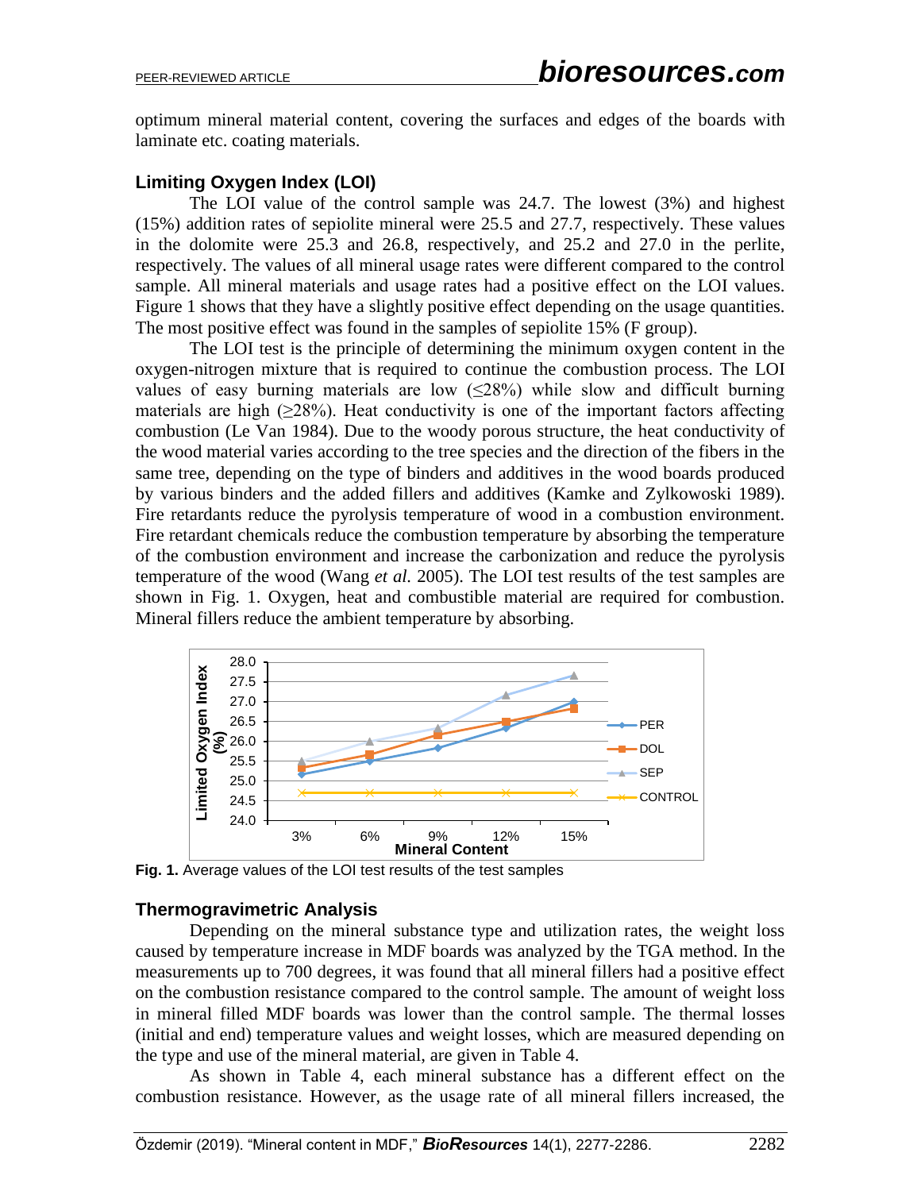optimum mineral material content, covering the surfaces and edges of the boards with laminate etc. coating materials.

### Limiting Oxygen Index (LOI)

The LOI value of the control sample was 24.7. The lowest (3%) and highest (15%) addition rates of sepiolite mineral were 25.5 and 27.7, respectively. These values in the dolomite were 25.3 and 26.8, respectively, and 25.2 and 27.0 in the perlite, respectively. The values of all mineral usage rates were different compared to the control sample. All mineral materials and usage rates had a positive effect on the LOI values. Figure 1 shows that they have a slightly positive effect depending on the usage quantities. The most positive effect was found in the samples of sepiolite 15% (F group).

The LOI test is the principle of determining the minimum oxygen content in the oxygen-nitrogen mixture that is required to continue the combustion process. The LOI values of easy burning materials are low (≤28%) while slow and difficult burning materials are high (≥28%). Heat conductivity is one of the important factors affecting combustion (Le Van 1984). Due to the woody porous structure, the heat conductivity of the wood material varies according to the tree species and the direction of the fibers in the same tree, depending on the type of binders and additives in the wood boards produced by various binders and the added fillers and additives (Kamke and Zylkowoski 1989). Fire retardants reduce the pyrolysis temperature of wood in a combustion environment. Fire retardant chemicals reduce the combustion temperature by absorbing the temperature of the combustion environment and increase the carbonization and reduce the pyrolysis temperature of the wood (Wang *et al.* 2005). The LOI test results of the test samples are shown in Fig. 1. Oxygen, heat and combustible material are required for combustion. Mineral fillers reduce the ambient temperature by absorbing.

**Fig. 1.** Average values of the LOI test results of the test samples

### Thermogravimetric Analysis

Depending on the mineral substance type and utilization rates, the weight loss caused by temperature increase in MDF boards was analyzed by the TGA method. In the measurements up to 700 degrees, it was found that all mineral fillers had a positive effect on the combustion resistance compared to the control sample. The amount of weight loss in mineral filled MDF boards was lower than the control sample. The thermal losses (initial and end) temperature values and weight losses, which are measured depending on the type and use of the mineral material, are given in Table 4.

As shown in Table 4, each mineral substance has a different effect on the combustion resistance. However, as the usage rate of all mineral fillers increased, the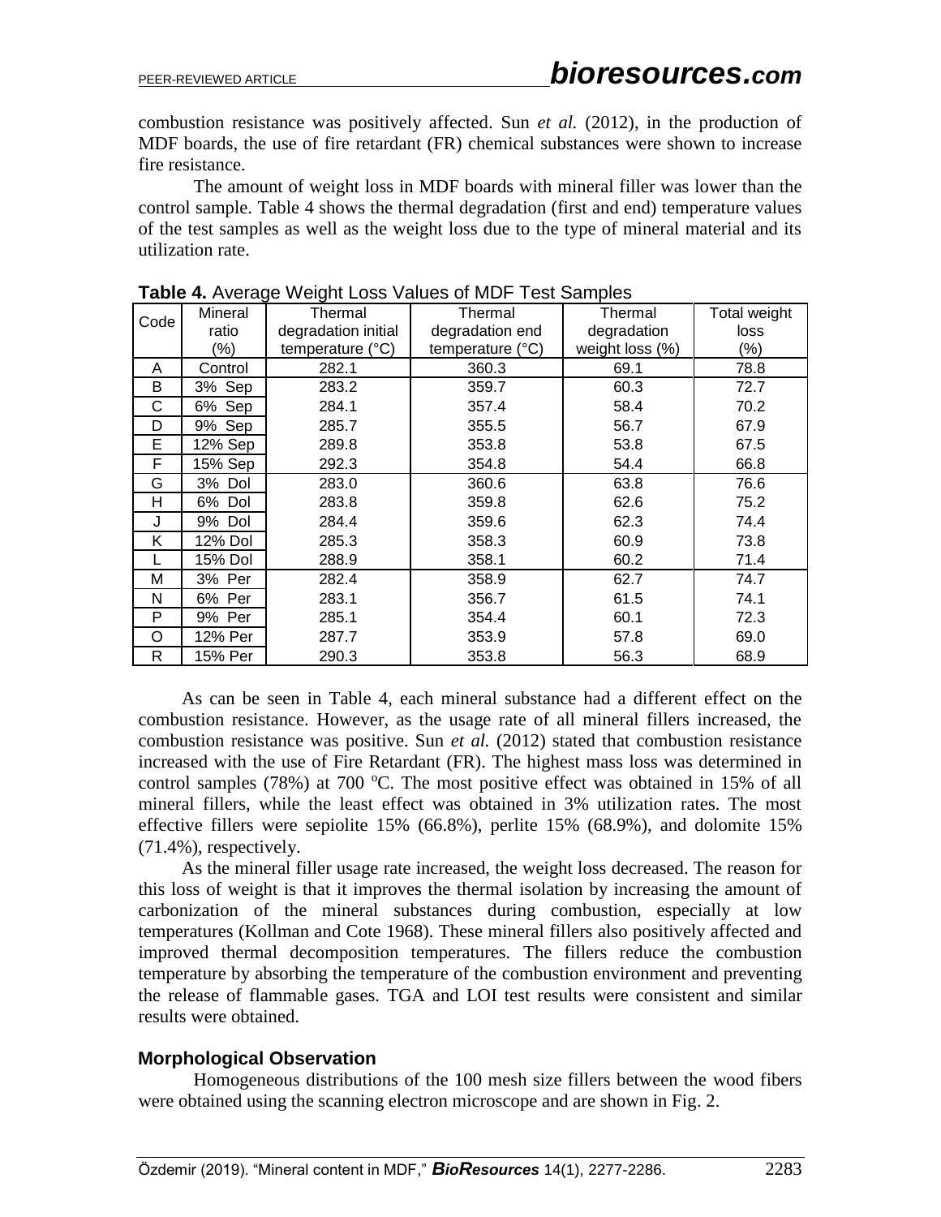combustion resistance was positively affected. Sun *et al.* (2012), in the production of MDF boards, the use of fire retardant (FR) chemical substances were shown to increase fire resistance.

The amount of weight loss in MDF boards with mineral filler was lower than the control sample. Table 4 shows the thermal degradation (first and end) temperature values of the test samples as well as the weight loss due to the type of mineral material and its utilization rate.

**Table 4.** Average Weight Loss Values of MDF Test Samples

| Code | Mineral ratio (%) | Thermal degradation initial temperature (°C) | Thermal degradation end temperature (°C) | Thermal degradation weight loss (%) | Total weight loss (%) |
|---|---|---|---|---|---|
| A | Control | 282.1 | 360.3 | 69.1 | 78.8 |
| B | 3% Sep | 283.2 | 359.7 | 60.3 | 72.7 |
| C | 6% Sep | 284.1 | 357.4 | 58.4 | 70.2 |
| D | 9% Sep | 285.7 | 355.5 | 56.7 | 67.9 |
| E | 12% Sep | 289.8 | 353.8 | 53.8 | 67.5 |
| F | 15% Sep | 292.3 | 354.8 | 54.4 | 66.8 |
| G | 3% Dol | 283.0 | 360.6 | 63.8 | 76.6 |
| H | 6% Dol | 283.8 | 359.8 | 62.6 | 75.2 |
| J | 9% Dol | 284.4 | 359.6 | 62.3 | 74.4 |
| K | 12% Dol | 285.3 | 358.3 | 60.9 | 73.8 |
| L | 15% Dol | 288.9 | 358.1 | 60.2 | 71.4 |
| M | 3% Per | 282.4 | 358.9 | 62.7 | 74.7 |
| N | 6% Per | 283.1 | 356.7 | 61.5 | 74.1 |
| P | 9% Per | 285.1 | 354.4 | 60.1 | 72.3 |
| O | 12% Per | 287.7 | 353.9 | 57.8 | 69.0 |
| R | 15% Per | 290.3 | 353.8 | 56.3 | 68.9 |

As can be seen in Table 4, each mineral substance had a different effect on the combustion resistance. However, as the usage rate of all mineral fillers increased, the combustion resistance was positive. Sun *et al.* (2012) stated that combustion resistance increased with the use of Fire Retardant (FR). The highest mass loss was determined in control samples (78%) at 700 °C. The most positive effect was obtained in 15% of all mineral fillers, while the least effect was obtained in 3% utilization rates. The most effective fillers were sepiolite 15% (66.8%), perlite 15% (68.9%), and dolomite 15% (71.4%), respectively.

As the mineral filler usage rate increased, the weight loss decreased. The reason for this loss of weight is that it improves the thermal isolation by increasing the amount of carbonization of the mineral substances during combustion, especially at low temperatures (Kollman and Cote 1968). These mineral fillers also positively affected and improved thermal decomposition temperatures. The fillers reduce the combustion temperature by absorbing the temperature of the combustion environment and preventing the release of flammable gases. TGA and LOI test results were consistent and similar results were obtained.

### Morphological Observation

Homogeneous distributions of the 100 mesh size fillers between the wood fibers were obtained using the scanning electron microscope and are shown in Fig. 2.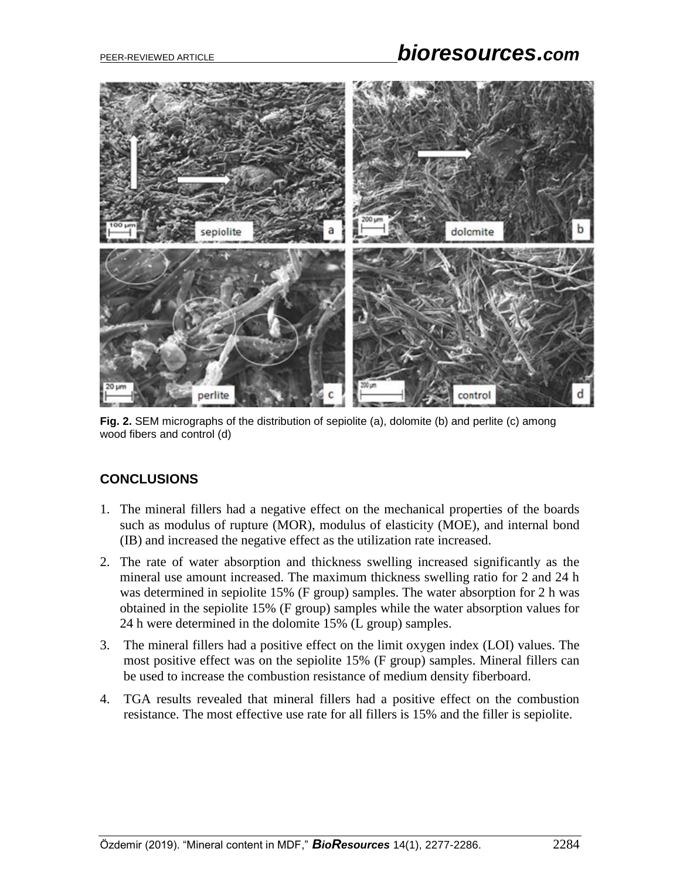Fig. 2. SEM micrographs of the distribution of sepiolite (a), dolomite (b) and perlite (c) among wood fibers and control (d)

## CONCLUSIONS

1. The mineral fillers had a negative effect on the mechanical properties of the boards such as modulus of rupture (MOR), modulus of elasticity (MOE), and internal bond (IB) and increased the negative effect as the utilization rate increased.
2. The rate of water absorption and thickness swelling increased significantly as the mineral use amount increased. The maximum thickness swelling ratio for 2 and 24 h was determined in sepiolite 15% (F group) samples. The water absorption for 2 h was obtained in the sepiolite 15% (F group) samples while the water absorption values for 24 h were determined in the dolomite 15% (L group) samples.
3. The mineral fillers had a positive effect on the limit oxygen index (LOI) values. The most positive effect was on the sepiolite 15% (F group) samples. Mineral fillers can be used to increase the combustion resistance of medium density fiberboard.
4. TGA results revealed that mineral fillers had a positive effect on the combustion resistance. The most effective use rate for all fillers is 15% and the filler is sepiolite.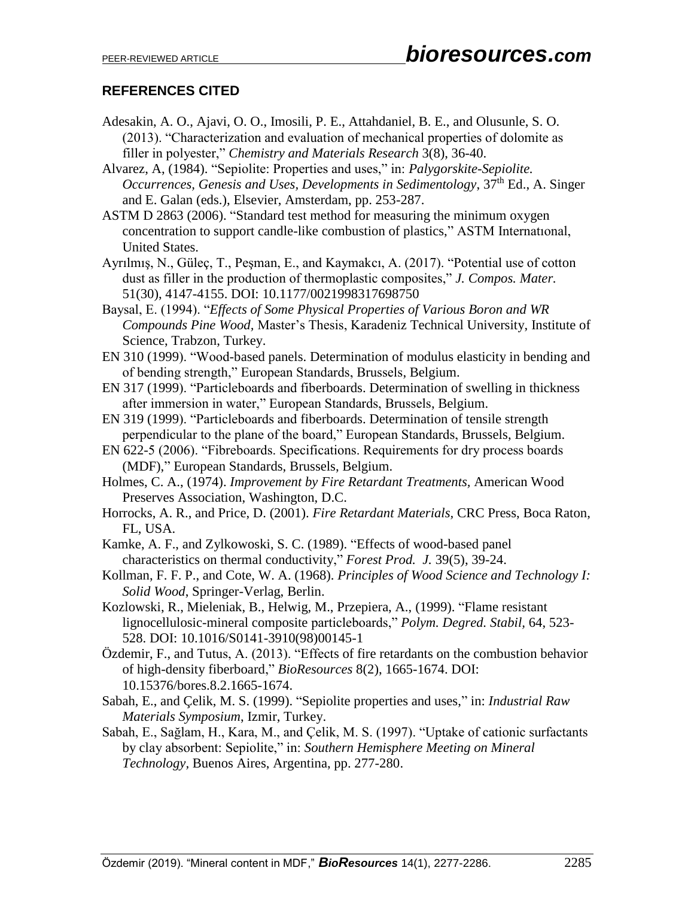## REFERENCES CITED

Adesakin, A. O., Ajavi, O. O., Imosili, P. E., Attahdaniel, B. E., and Olusunle, S. O. (2013). "Characterization and evaluation of mechanical properties of dolomite as filler in polyester," *Chemistry and Materials Research* 3(8), 36-40.

Alvarez, A, (1984). "Sepiolite: Properties and uses," in: *Palygorskite-Sepiolite. Occurrences, Genesis and Uses, Developments in Sedimentology*, 37th Ed., A. Singer and E. Galan (eds.), Elsevier, Amsterdam, pp. 253-287.

ASTM D 2863 (2006). "Standard test method for measuring the minimum oxygen concentration to support candle-like combustion of plastics," ASTM Internatıonal, United States.

Ayrılmış, N., Güleç, T., Peşman, E., and Kaymakcı, A. (2017). "Potential use of cotton dust as filler in the production of thermoplastic composites," *J. Compos. Mater.* 51(30), 4147-4155. DOI: 10.1177/0021998317698750

Baysal, E. (1994). "*Effects of Some Physical Properties of Various Boron and WR Compounds Pine Wood*, Master's Thesis, Karadeniz Technical University, Institute of Science, Trabzon, Turkey.

EN 310 (1999). "Wood-based panels. Determination of modulus elasticity in bending and of bending strength," European Standards, Brussels, Belgium.

EN 317 (1999). "Particleboards and fiberboards. Determination of swelling in thickness after immersion in water," European Standards, Brussels, Belgium.

EN 319 (1999). "Particleboards and fiberboards. Determination of tensile strength perpendicular to the plane of the board," European Standards, Brussels, Belgium.

EN 622-5 (2006). "Fibreboards. Specifications. Requirements for dry process boards (MDF)," European Standards, Brussels, Belgium.

Holmes, C. A., (1974). *Improvement by Fire Retardant Treatments*, American Wood Preserves Association, Washington, D.C.

Horrocks, A. R., and Price, D. (2001). *Fire Retardant Materials*, CRC Press, Boca Raton, FL, USA.

Kamke, A. F., and Zylkowoski, S. C. (1989). "Effects of wood-based panel characteristics on thermal conductivity," *Forest Prod. J.* 39(5), 39-24.

Kollman, F. F. P., and Cote, W. A. (1968). *Principles of Wood Science and Technology I: Solid Wood*, Springer-Verlag, Berlin.

Kozlowski, R., Mieleniak, B., Helwig, M., Przepiera, A., (1999). "Flame resistant lignocellulosic-mineral composite particleboards," *Polym. Degred. Stabil*, 64, 523-528. DOI: 10.1016/S0141-3910(98)00145-1

Özdemir, F., and Tutus, A. (2013). "Effects of fire retardants on the combustion behavior of high-density fiberboard," *BioResources* 8(2), 1665-1674. DOI: 10.15376/bores.8.2.1665-1674.

Sabah, E., and Çelik, M. S. (1999). "Sepiolite properties and uses," in: *Industrial Raw Materials Symposium*, Izmir, Turkey.

Sabah, E., Sağlam, H., Kara, M., and Çelik, M. S. (1997). "Uptake of cationic surfactants by clay absorbent: Sepiolite," in: *Southern Hemisphere Meeting on Mineral Technology*, Buenos Aires, Argentina, pp. 277-280.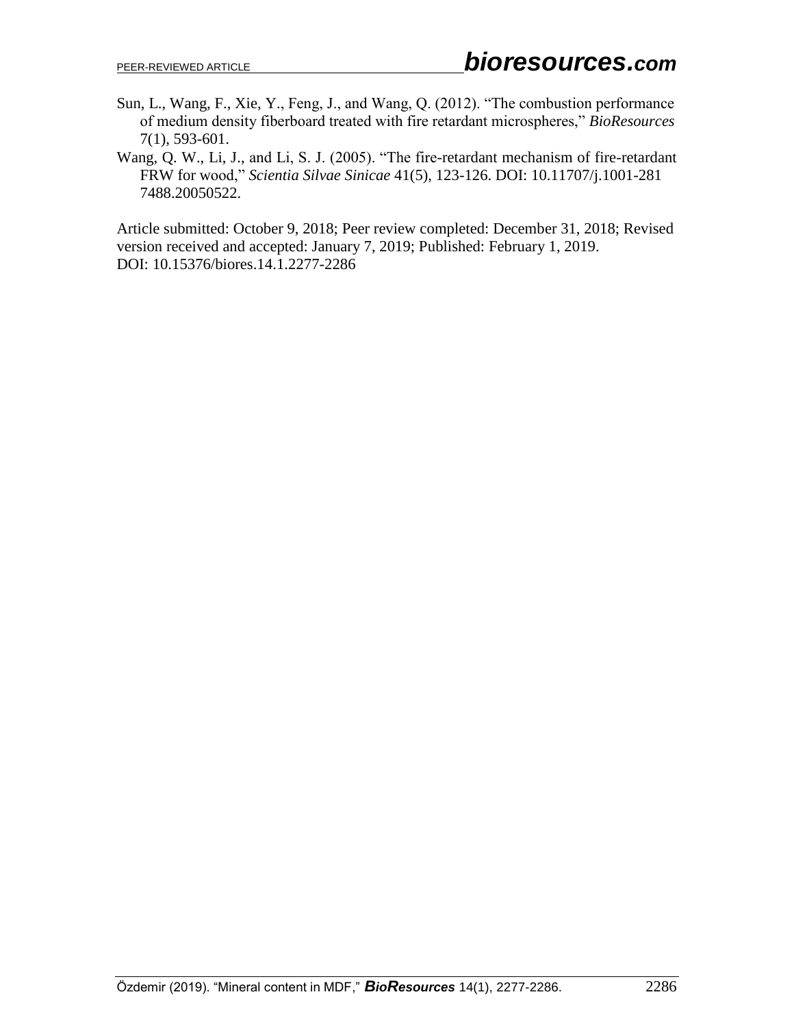Sun, L., Wang, F., Xie, Y., Feng, J., and Wang, Q. (2012). "The combustion performance of medium density fiberboard treated with fire retardant microspheres," *BioResources* 7(1), 593-601.

Wang, Q. W., Li, J., and Li, S. J. (2005). "The fire-retardant mechanism of fire-retardant FRW for wood," *Scientia Silvae Sinicae* 41(5), 123-126. DOI: 10.11707/j.1001-281 7488.20050522.

Article submitted: October 9, 2018; Peer review completed: December 31, 2018; Revised version received and accepted: January 7, 2019; Published: February 1, 2019.
DOI: 10.15376/biores.14.1.2277-2286